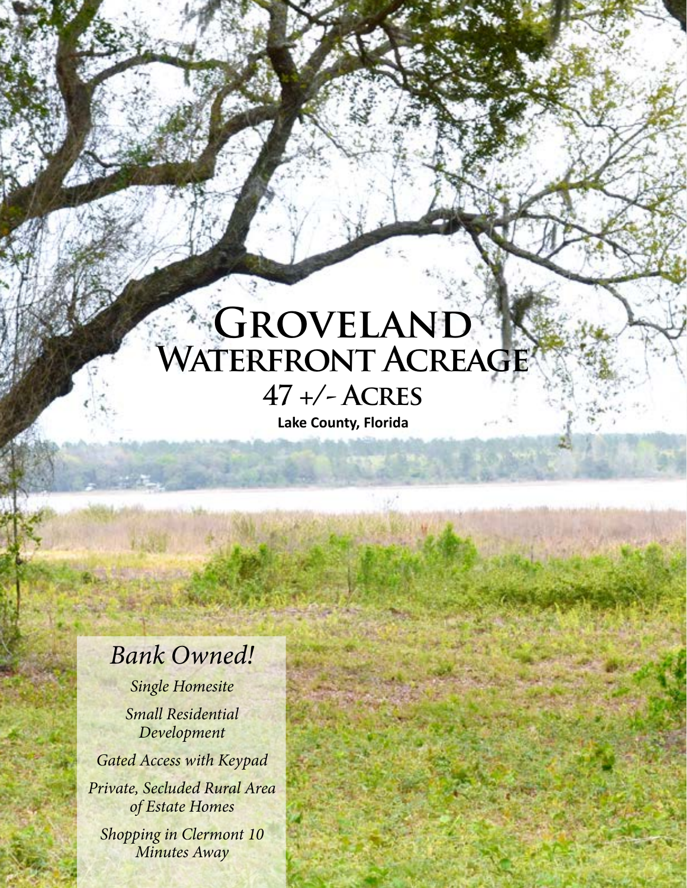# Groveland Waterfront Acreage

## 47 +/- Acres

**Lake County, Florida**

*Bank Owned!*

*Single Homesite*

*Small Residential Development*

*Gated Access with Keypad*

*Private, Secluded Rural Area of Estate Homes*

*Shopping in Clermont 10 Minutes Away*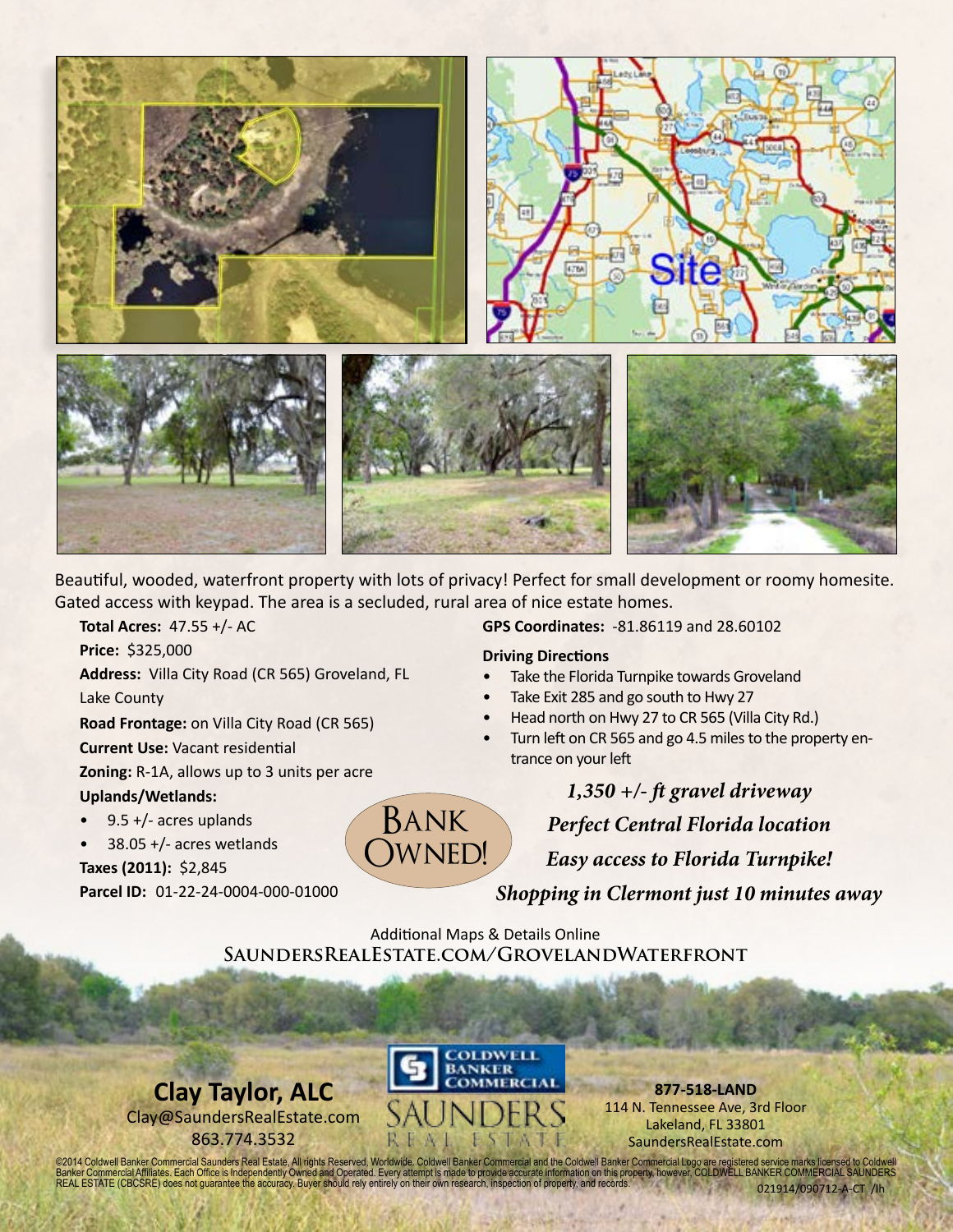Beautiful, wooded, waterfront property with lots of privacy! Perfect for small development or roomy homesite. Gated access with keypad. The area is a secluded, rural area of nice estate homes.

**Total Acres:** 47.55 +/- AC

**Price:** $325,000

**Address:** Villa City Road (CR 565) Groveland, FL Lake County

**Road Frontage:** on Villa City Road (CR 565)

**Current Use:** Vacant residential

**Zoning:** R-1A, allows up to 3 units per acre

**Uplands/Wetlands:**

- 9.5 +/- acres uplands
- 38.05 +/- acres wetlands

**Taxes (2011):** $2,845

**Parcel ID:** 01-22-24-0004-000-01000

**GPS Coordinates:** -81.86119 and 28.60102

**Driving Directions**

- Take the Florida Turnpike towards Groveland
- Take Exit 285 and go south to Hwy 27
- Head north on Hwy 27 to CR 565 (Villa City Rd.)
- Turn left on CR 565 and go 4.5 miles to the property entrance on your left

Bank Owned!

*1,350 +/- ft gravel driveway*

*Perfect Central Florida location*

*Easy access to Florida Turnpike!*

*Shopping in Clermont just 10 minutes away*

Additional Maps & Details Online
**SaundersRealEstate.com/GrovelandWaterfront**

**Clay Taylor, ALC**
Clay@SaundersRealEstate.com
863.774.3532

Coldwell Banker Commercial
Saunders Real Estate

**877-518-LAND**
114 N. Tennessee Ave, 3rd Floor
Lakeland, FL 33801
SaundersRealEstate.com

©2014 Coldwell Banker Commercial Saunders Real Estate. All rights Reserved, Worldwide. Coldwell Banker Commercial and the Coldwell Banker Commercial Logo are registered service marks licensed to Coldwell Banker Commercial Affiliates. Each Office is Independently Owned and Operated. Every attempt is made to provide accurate information on this property, however, COLDWELL BANKER COMMERCIAL SAUNDERS REAL ESTATE (CBCSRE) does not guarantee the accuracy. Buyer should rely entirely on their own research, inspection of property, and records. 021914/090712-A-CT /lh